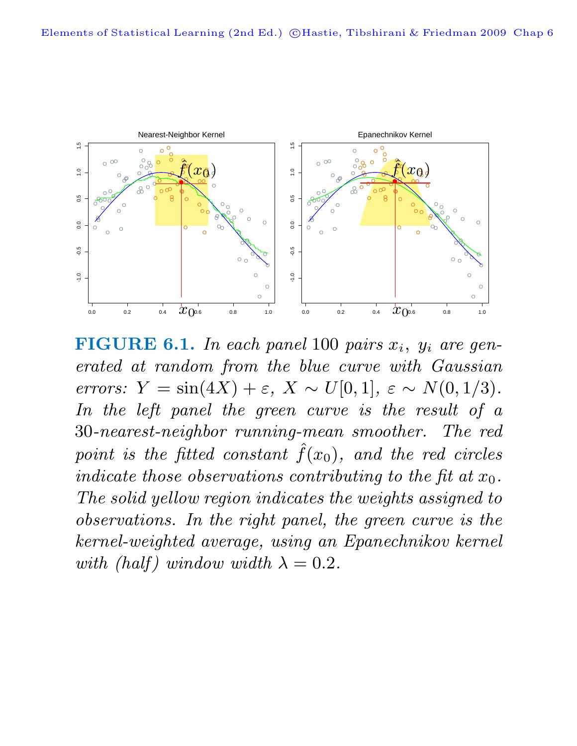**FIGURE 6.1.** *In each panel* 100 *pairs* $x_i$, $y_i$ *are generated at random from the blue curve with Gaussian errors:* $Y = \sin(4X) + \varepsilon$, $X \sim U[0, 1]$, $\varepsilon \sim N(0, 1/3)$. *In the left panel the green curve is the result of a* 30*-nearest-neighbor running-mean smoother. The red point is the fitted constant* $\hat{f}(x_0)$, *and the red circles indicate those observations contributing to the fit at* $x_0$. *The solid yellow region indicates the weights assigned to observations. In the right panel, the green curve is the kernel-weighted average, using an Epanechnikov kernel with (half) window width* $\lambda = 0.2$.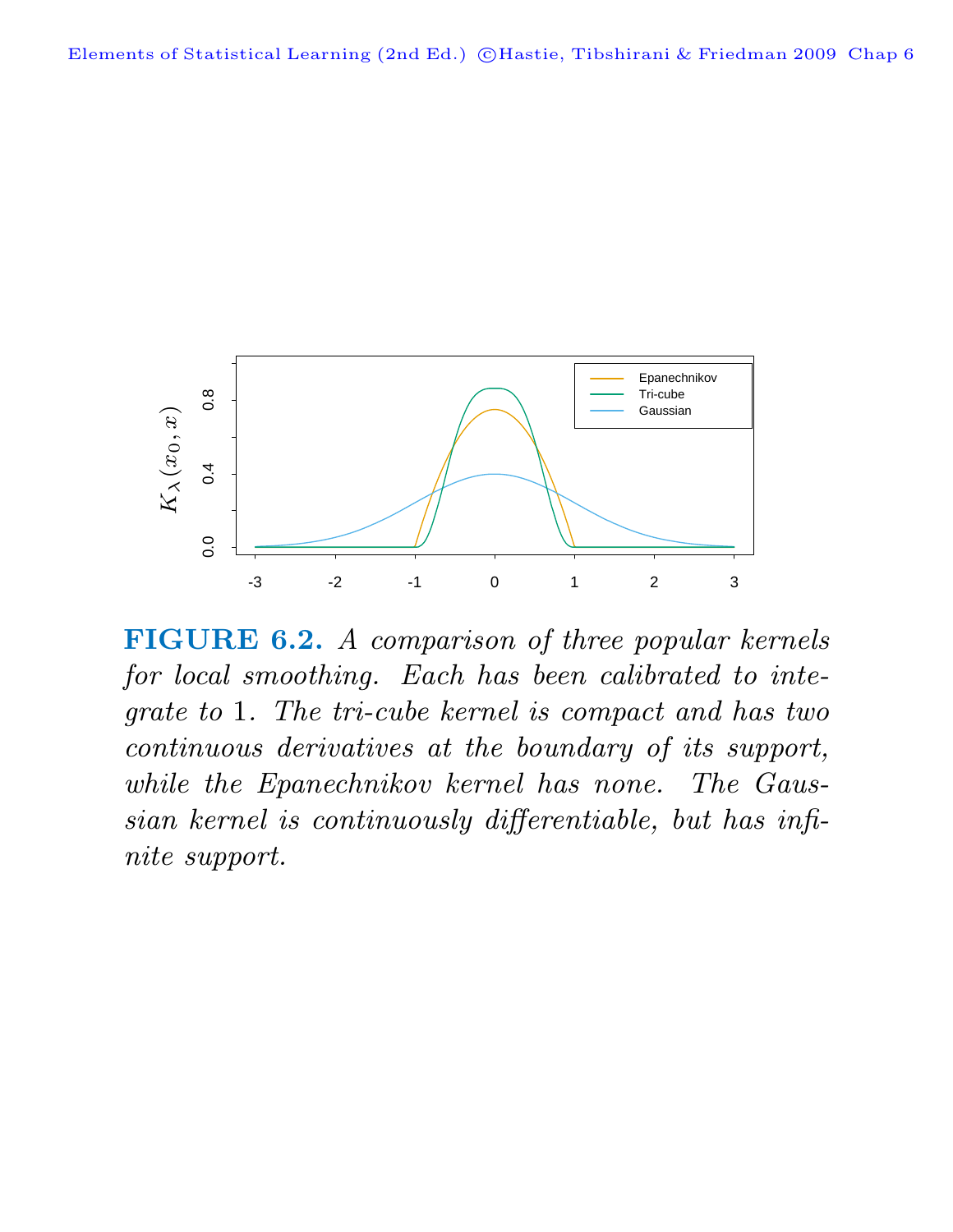**FIGURE 6.2.** *A comparison of three popular kernels for local smoothing. Each has been calibrated to integrate to* 1*. The tri-cube kernel is compact and has two continuous derivatives at the boundary of its support, while the Epanechnikov kernel has none. The Gaussian kernel is continuously differentiable, but has infinite support.*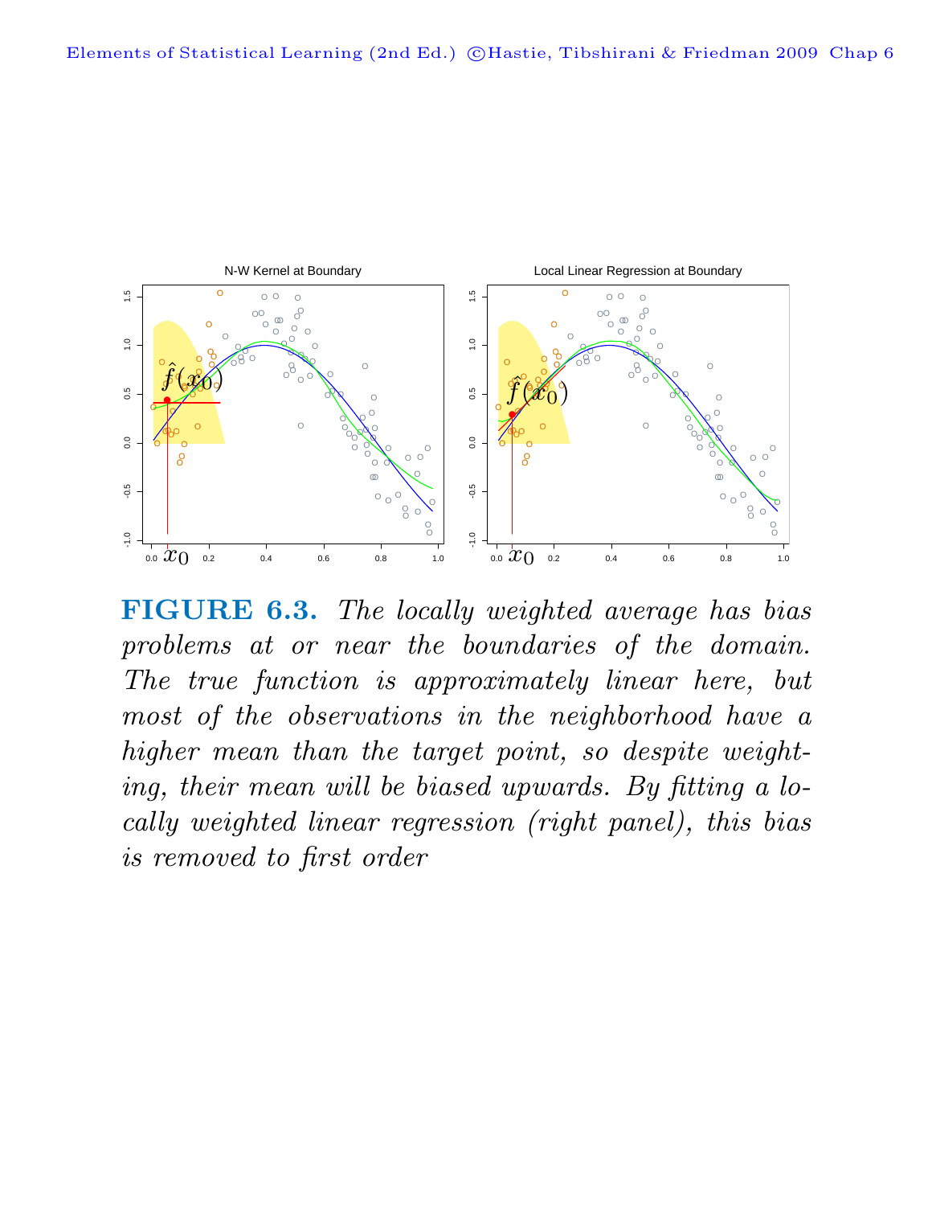**FIGURE 6.3.** *The locally weighted average has bias problems at or near the boundaries of the domain. The true function is approximately linear here, but most of the observations in the neighborhood have a higher mean than the target point, so despite weighting, their mean will be biased upwards. By fitting a locally weighted linear regression (right panel), this bias is removed to first order*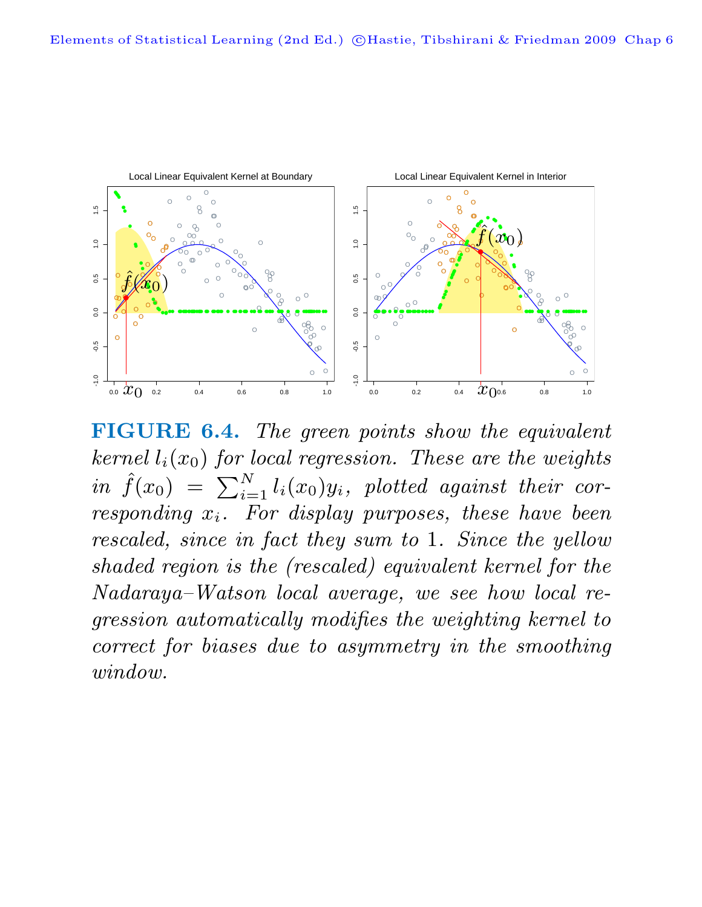**FIGURE 6.4.** *The green points show the equivalent kernel $l_i(x_0)$ for local regression. These are the weights in $\hat{f}(x_0) = \sum_{i=1}^{N} l_i(x_0)y_i$, plotted against their corresponding $x_i$. For display purposes, these have been rescaled, since in fact they sum to 1. Since the yellow shaded region is the (rescaled) equivalent kernel for the Nadaraya–Watson local average, we see how local regression automatically modifies the weighting kernel to correct for biases due to asymmetry in the smoothing window.*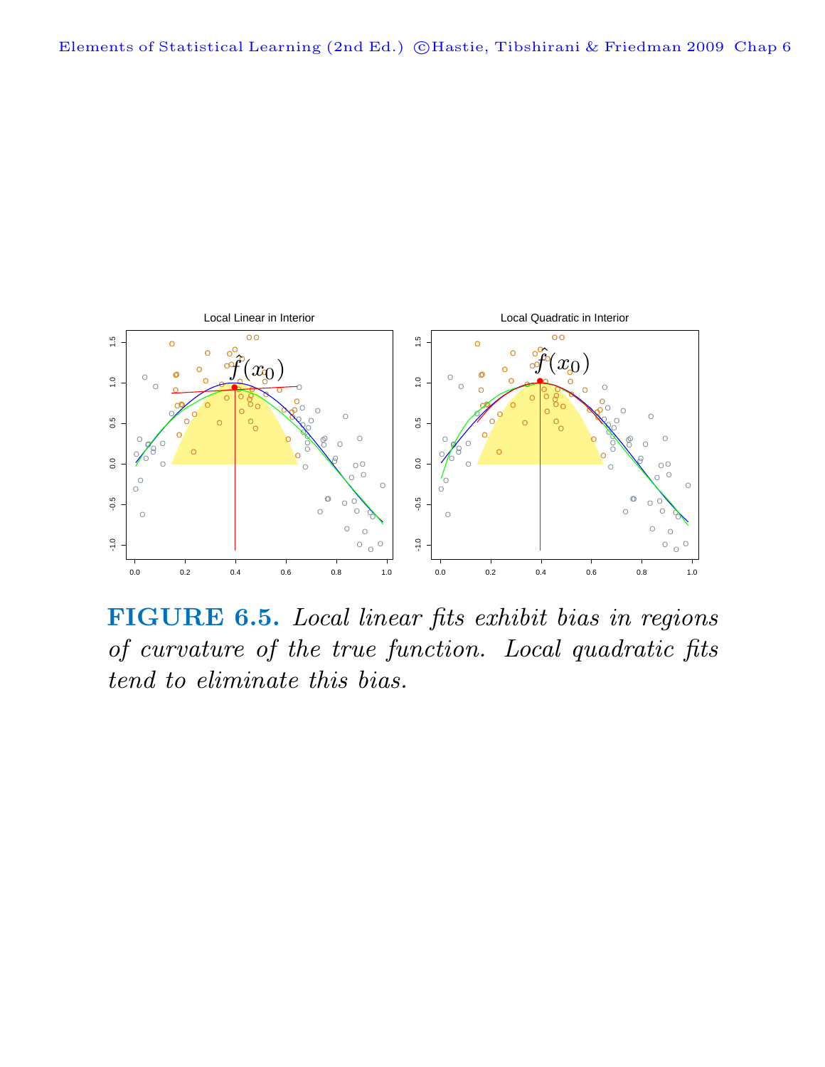**FIGURE 6.5.** *Local linear fits exhibit bias in regions of curvature of the true function. Local quadratic fits tend to eliminate this bias.*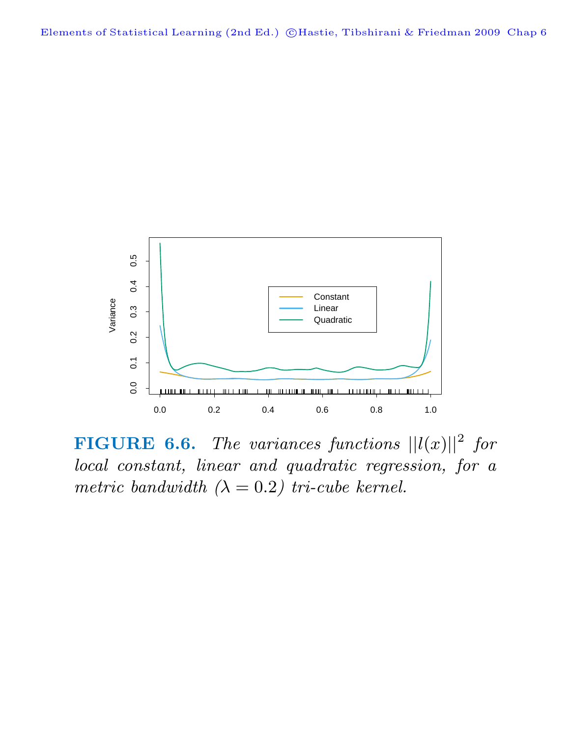**FIGURE 6.6.** *The variances functions $||l(x)||^2$ for local constant, linear and quadratic regression, for a metric bandwidth ($\lambda = 0.2$) tri-cube kernel.*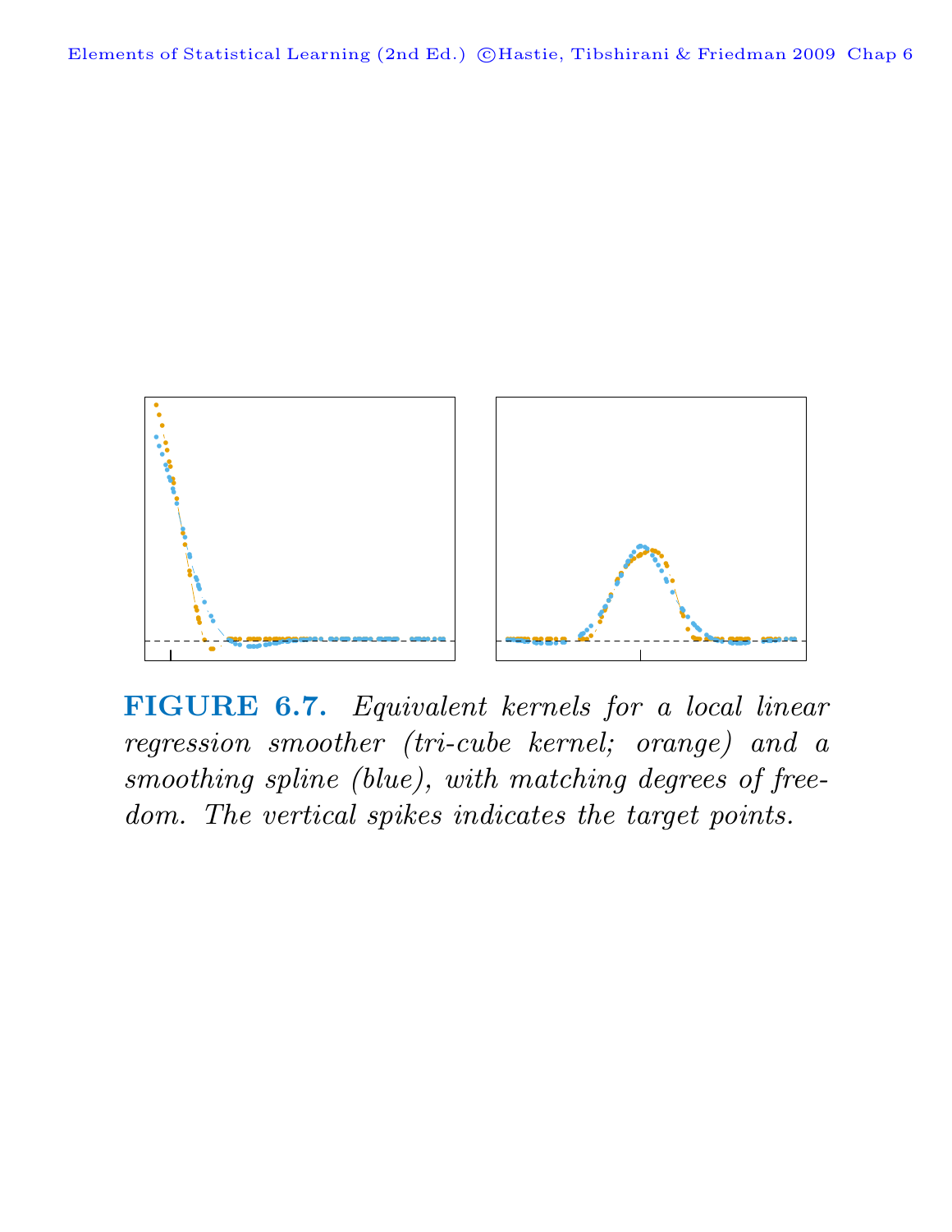**FIGURE 6.7.** *Equivalent kernels for a local linear regression smoother (tri-cube kernel; orange) and a smoothing spline (blue), with matching degrees of freedom. The vertical spikes indicates the target points.*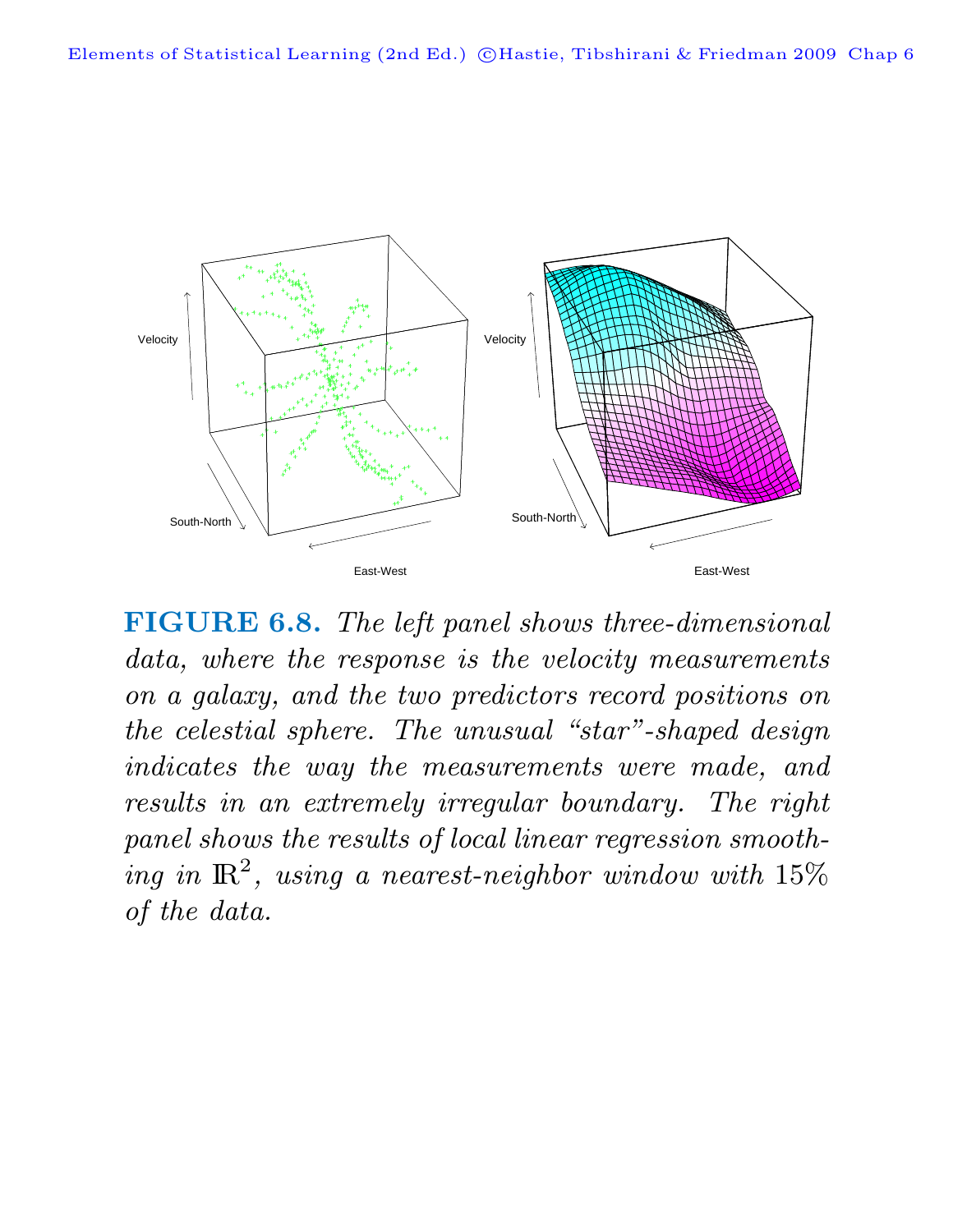**FIGURE 6.8.** *The left panel shows three-dimensional data, where the response is the velocity measurements on a galaxy, and the two predictors record positions on the celestial sphere. The unusual "star"-shaped design indicates the way the measurements were made, and results in an extremely irregular boundary. The right panel shows the results of local linear regression smoothing in* $\mathbb{R}^2$*, using a nearest-neighbor window with* $15\%$ *of the data.*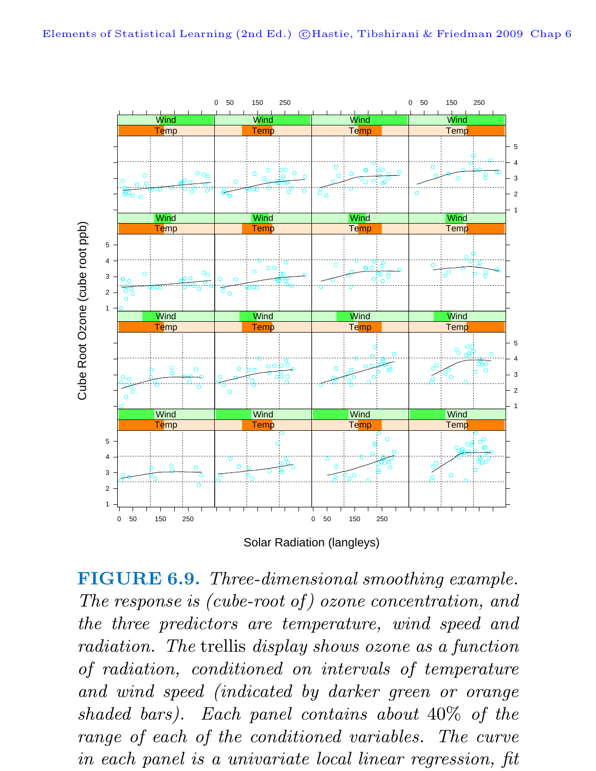**FIGURE 6.9.** *Three-dimensional smoothing example. The response is (cube-root of) ozone concentration, and the three predictors are temperature, wind speed and radiation. The* trellis *display shows ozone as a function of radiation, conditioned on intervals of temperature and wind speed (indicated by darker green or orange shaded bars). Each panel contains about 40% of the range of each of the conditioned variables. The curve in each panel is a univariate local linear regression, fit*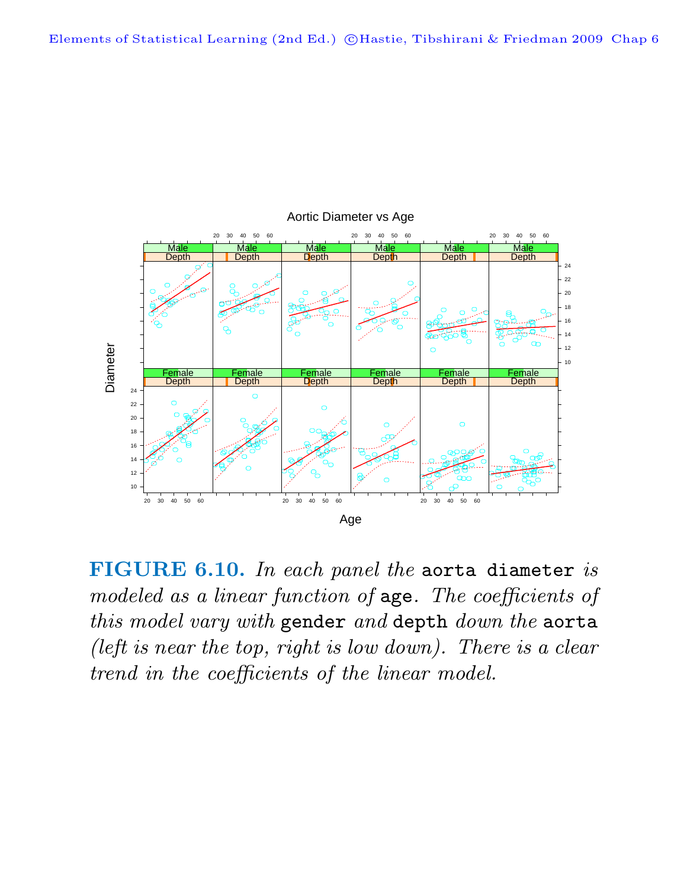**FIGURE 6.10.** *In each panel the* `aorta diameter` *is modeled as a linear function of* `age`*. The coefficients of this model vary with* `gender` *and* `depth` *down the* `aorta` *(left is near the top, right is low down). There is a clear trend in the coefficients of the linear model.*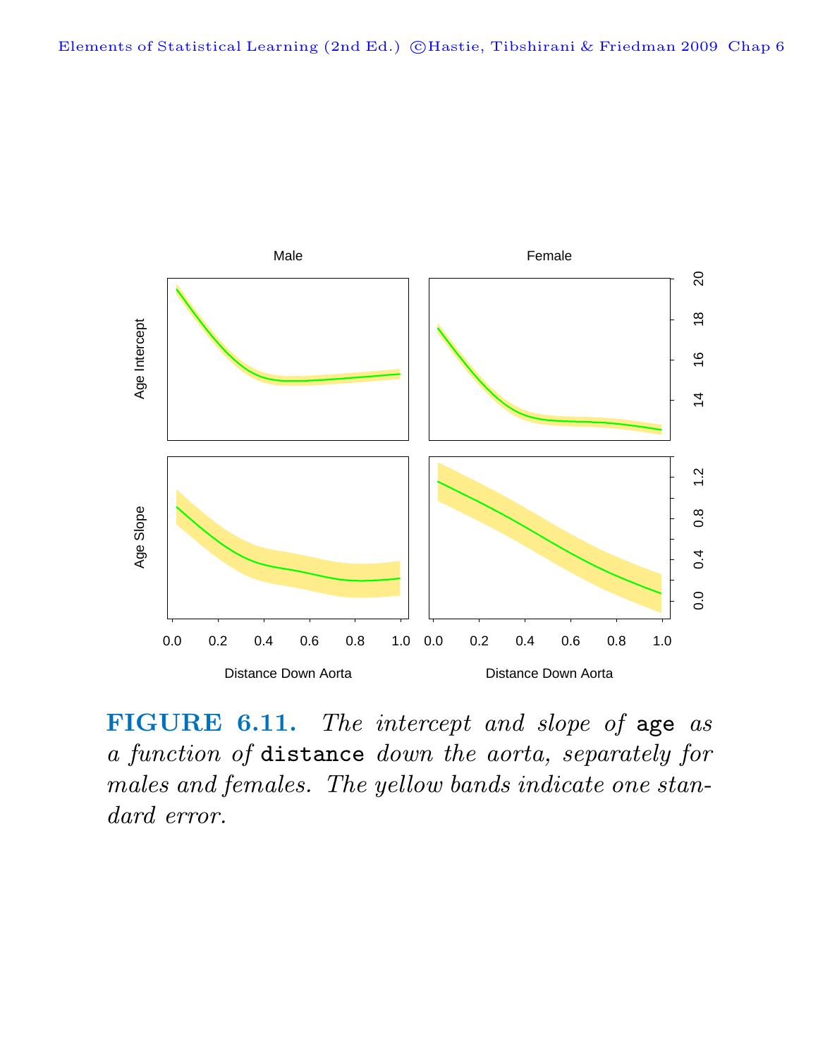**FIGURE 6.11.** *The intercept and slope of* `age` *as a function of* `distance` *down the aorta, separately for males and females. The yellow bands indicate one standard error.*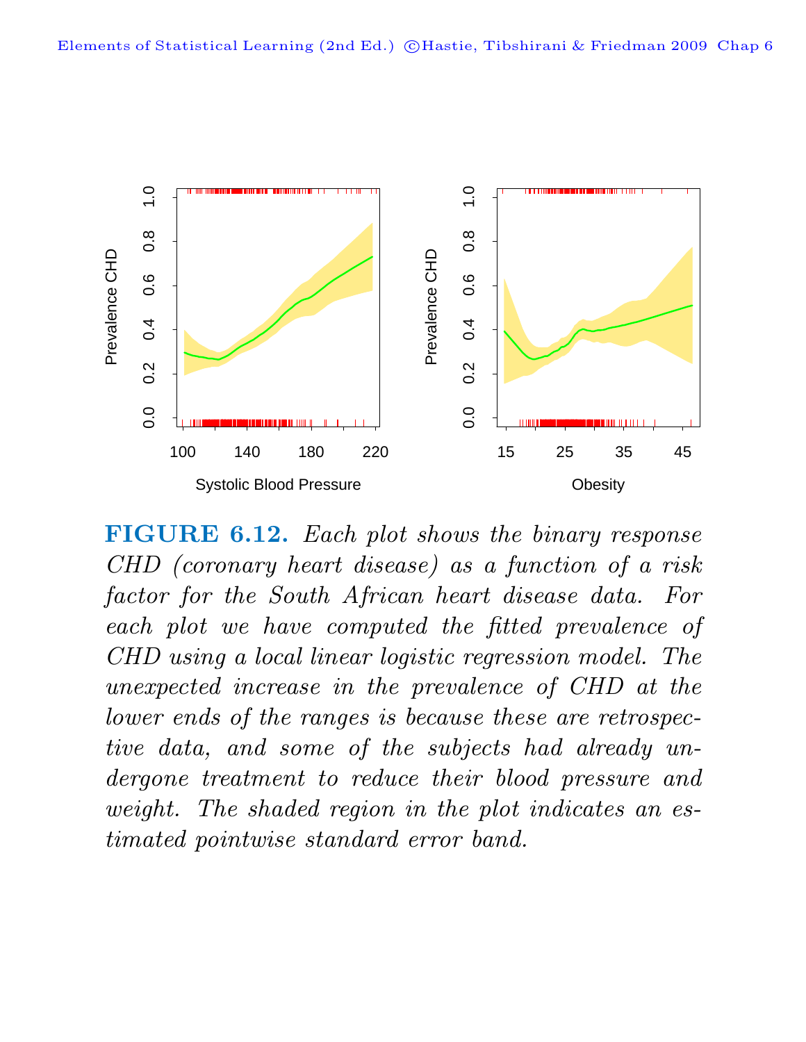**FIGURE 6.12.** *Each plot shows the binary response CHD (coronary heart disease) as a function of a risk factor for the South African heart disease data. For each plot we have computed the fitted prevalence of CHD using a local linear logistic regression model. The unexpected increase in the prevalence of CHD at the lower ends of the ranges is because these are retrospective data, and some of the subjects had already undergone treatment to reduce their blood pressure and weight. The shaded region in the plot indicates an estimated pointwise standard error band.*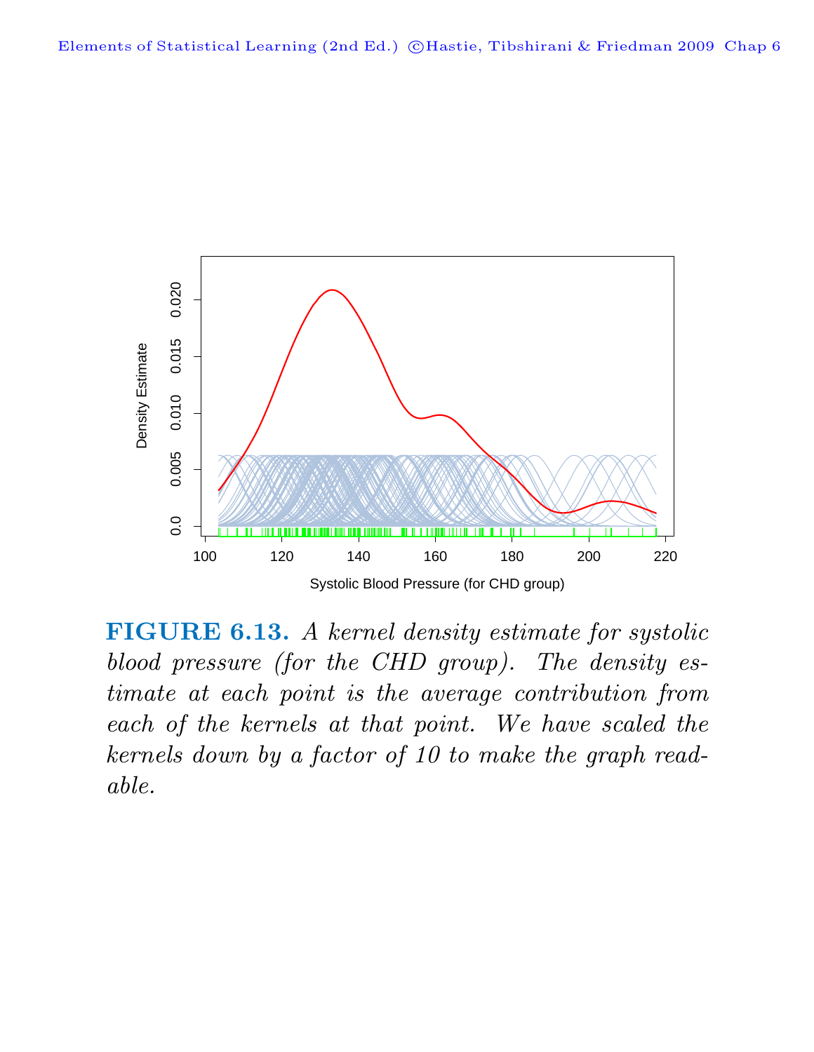**FIGURE 6.13.** *A kernel density estimate for systolic blood pressure (for the CHD group). The density estimate at each point is the average contribution from each of the kernels at that point. We have scaled the kernels down by a factor of 10 to make the graph readable.*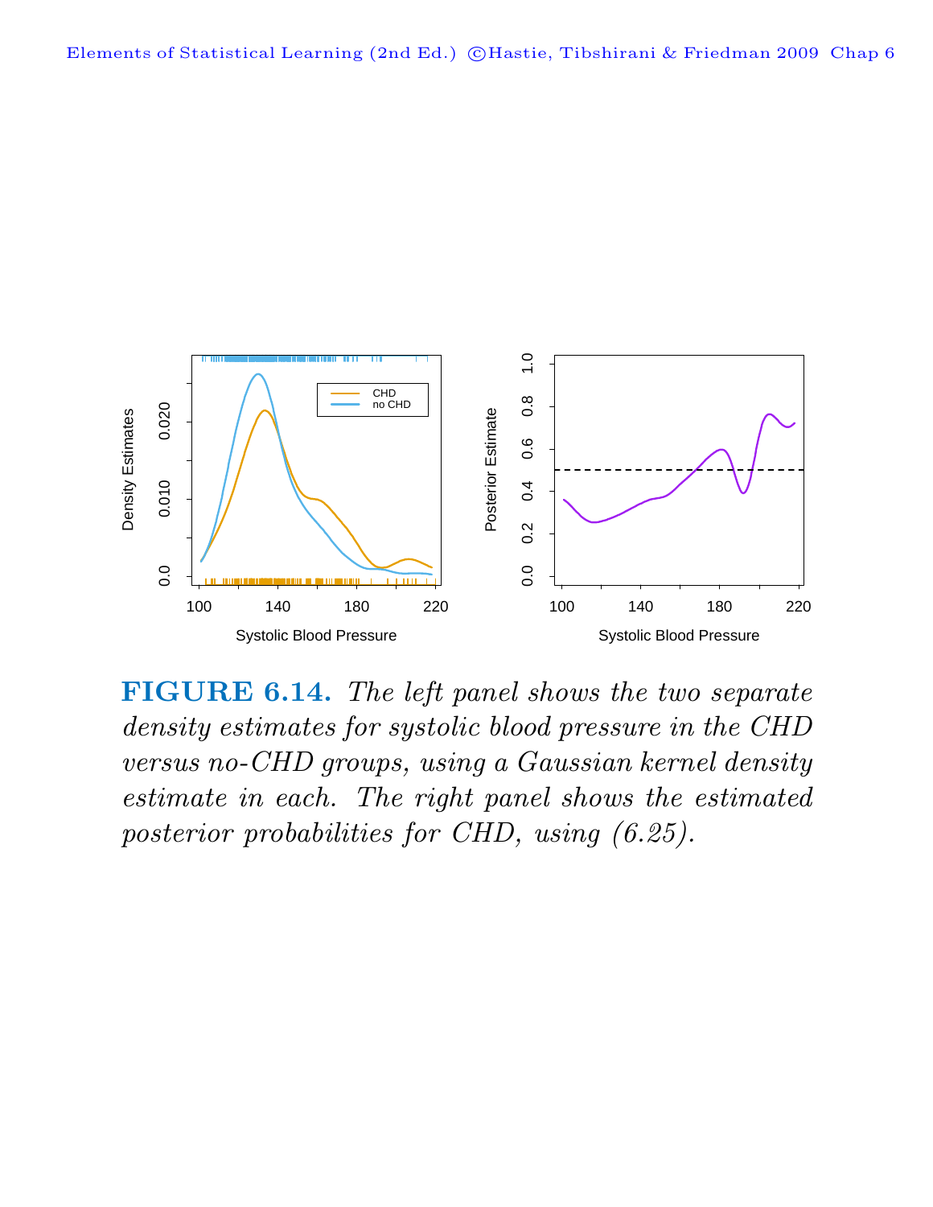**FIGURE 6.14.** *The left panel shows the two separate density estimates for systolic blood pressure in the CHD versus no-CHD groups, using a Gaussian kernel density estimate in each. The right panel shows the estimated posterior probabilities for CHD, using (6.25).*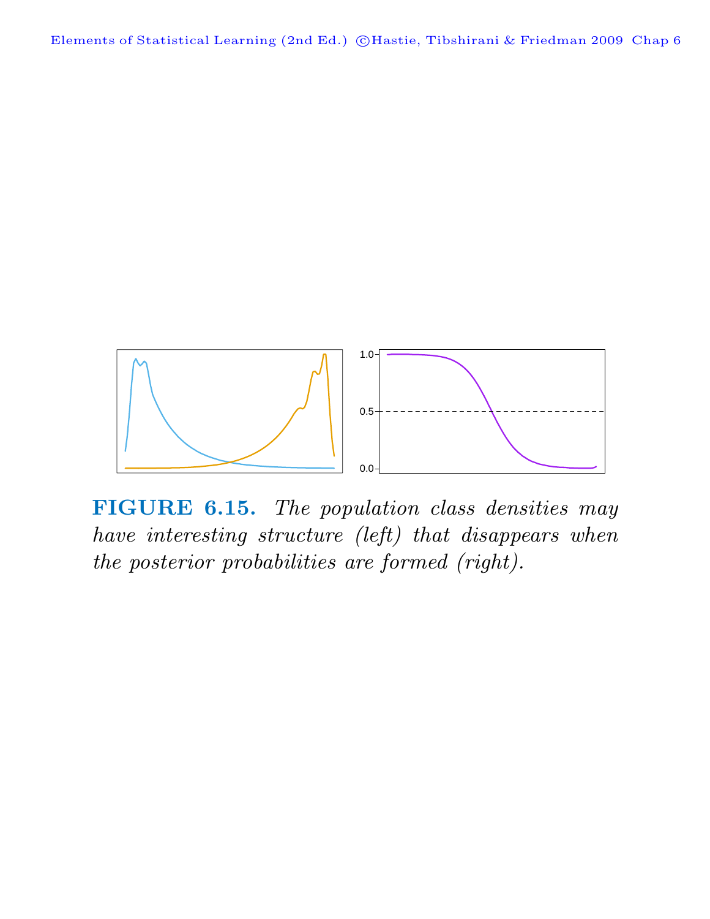**FIGURE 6.15.** *The population class densities may have interesting structure (left) that disappears when the posterior probabilities are formed (right).*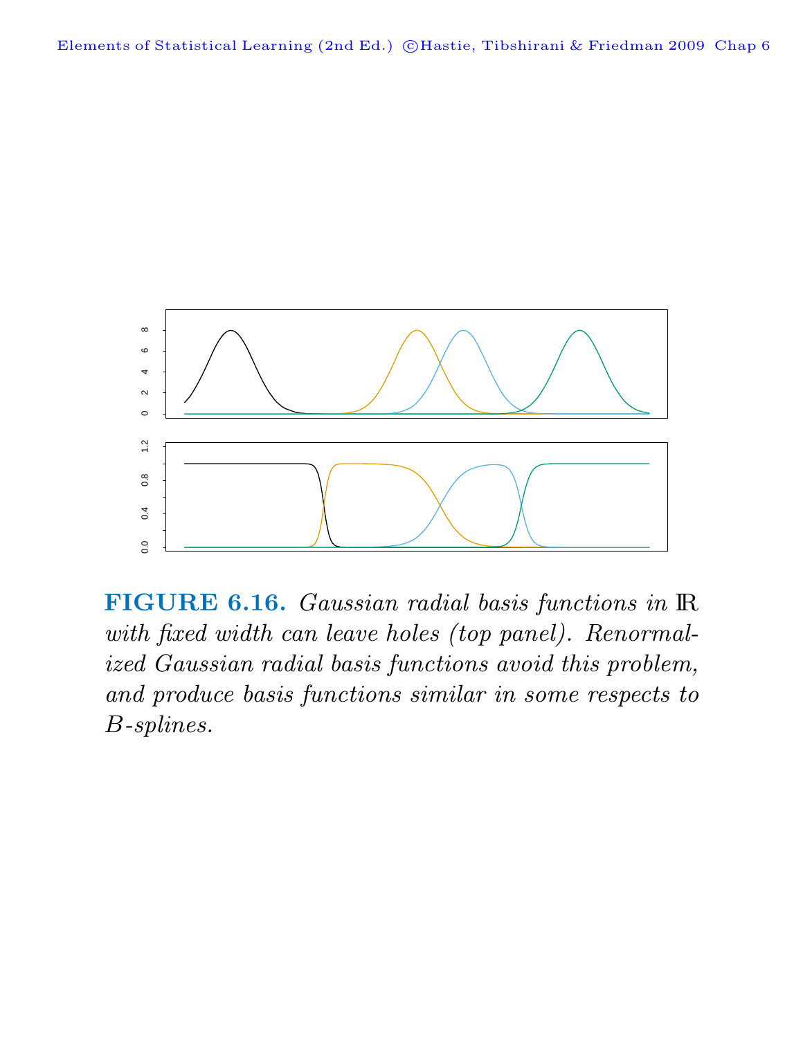**FIGURE 6.16.** *Gaussian radial basis functions in* $\mathbb{R}$ *with fixed width can leave holes (top panel). Renormalized Gaussian radial basis functions avoid this problem, and produce basis functions similar in some respects to B-splines.*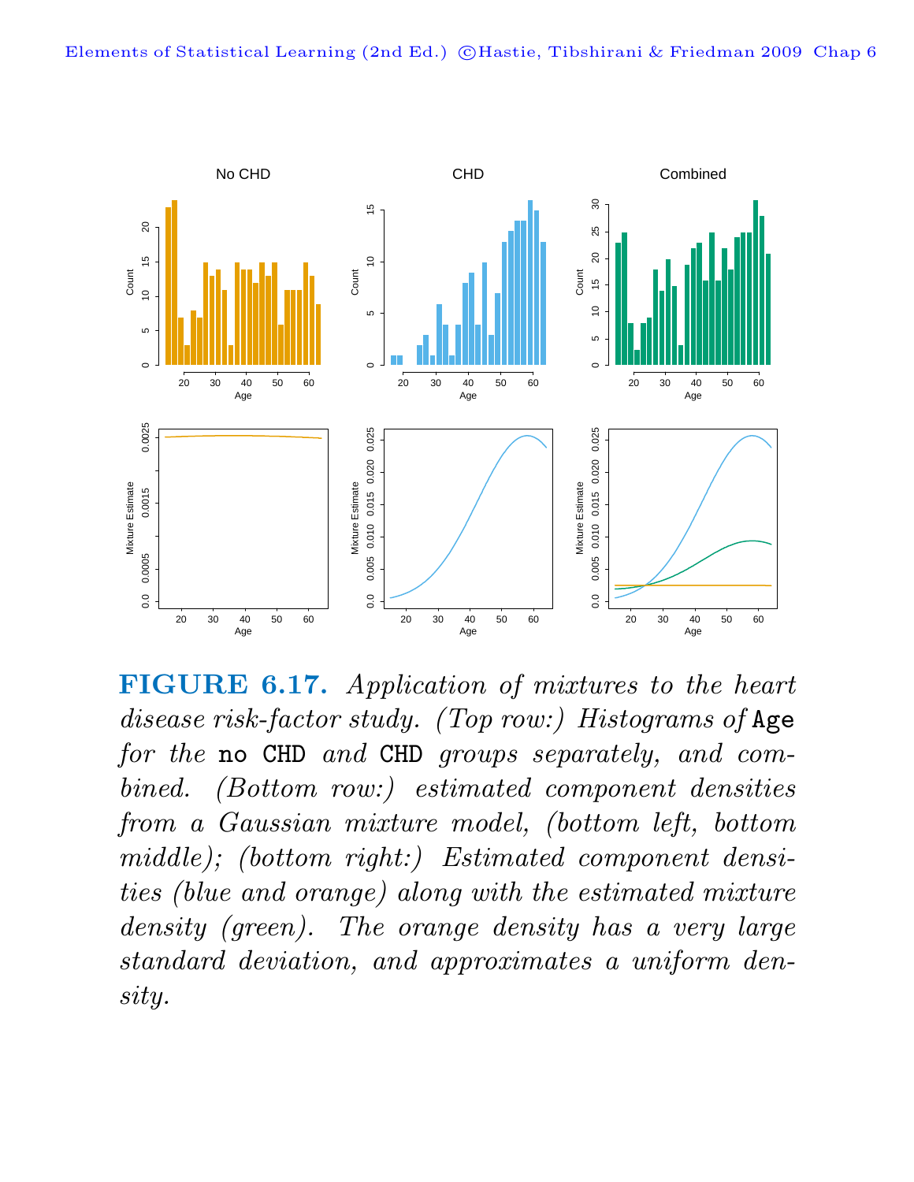No CHD

CHD

Combined

Count

Age

20 30 40 50 60

Mixture Estimate

**FIGURE 6.17.** *Application of mixtures to the heart disease risk-factor study. (Top row:) Histograms of* `Age` *for the* `no CHD` *and* `CHD` *groups separately, and combined. (Bottom row:) estimated component densities from a Gaussian mixture model, (bottom left, bottom middle); (bottom right:) Estimated component densities (blue and orange) along with the estimated mixture density (green). The orange density has a very large standard deviation, and approximates a uniform density.*